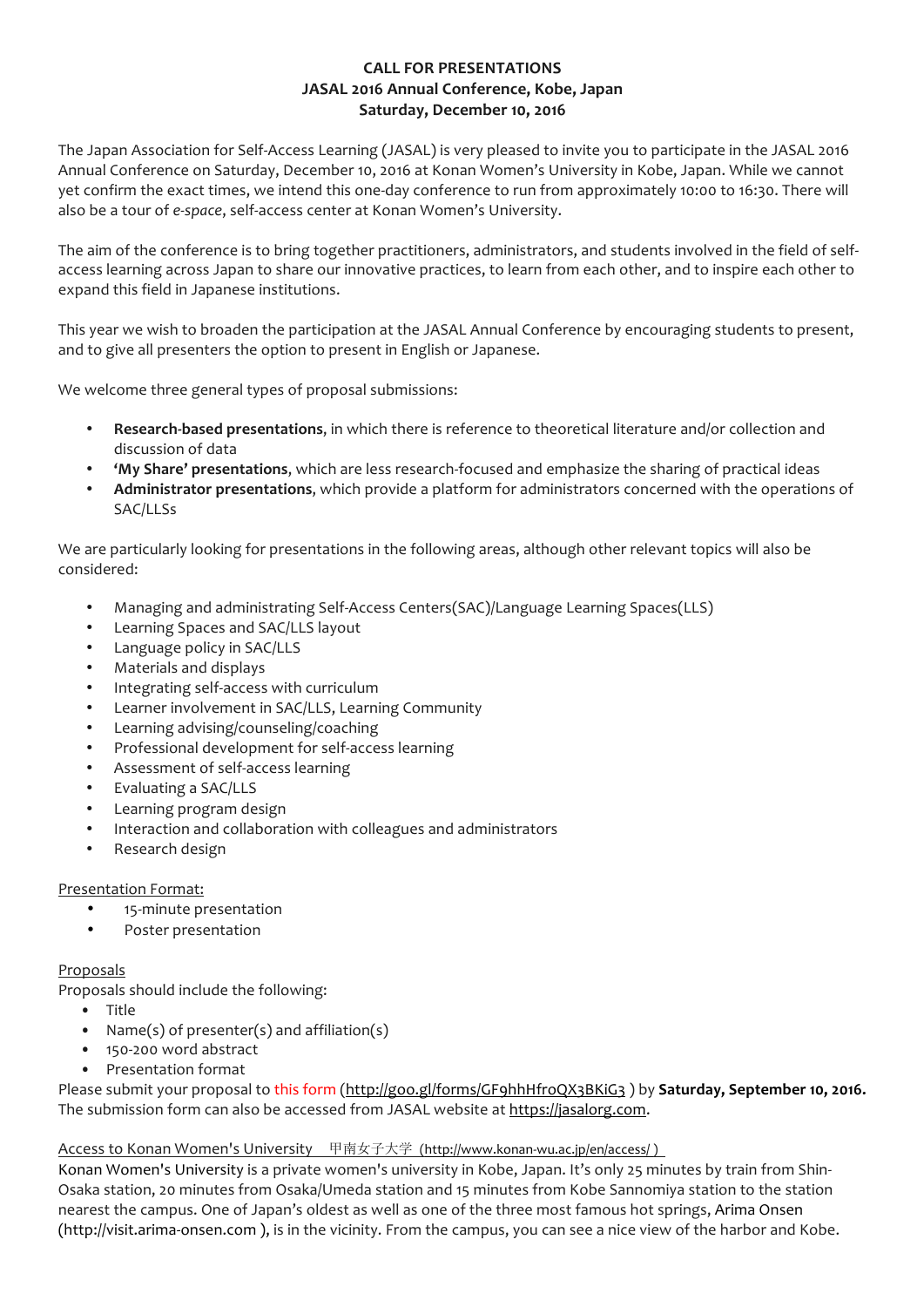**CALL FOR PRESENTATIONS**
**JASAL 2016 Annual Conference, Kobe, Japan**
**Saturday, December 10, 2016**

The Japan Association for Self-Access Learning (JASAL) is very pleased to invite you to participate in the JASAL 2016 Annual Conference on Saturday, December 10, 2016 at Konan Women's University in Kobe, Japan. While we cannot yet confirm the exact times, we intend this one-day conference to run from approximately 10:00 to 16:30. There will also be a tour of *e-space*, self-access center at Konan Women's University.

The aim of the conference is to bring together practitioners, administrators, and students involved in the field of self-access learning across Japan to share our innovative practices, to learn from each other, and to inspire each other to expand this field in Japanese institutions.

This year we wish to broaden the participation at the JASAL Annual Conference by encouraging students to present, and to give all presenters the option to present in English or Japanese.

We welcome three general types of proposal submissions:

- **Research-based presentations**, in which there is reference to theoretical literature and/or collection and discussion of data
- **'My Share' presentations**, which are less research-focused and emphasize the sharing of practical ideas
- **Administrator presentations**, which provide a platform for administrators concerned with the operations of SAC/LLSs

We are particularly looking for presentations in the following areas, although other relevant topics will also be considered:

- Managing and administrating Self-Access Centers(SAC)/Language Learning Spaces(LLS)
- Learning Spaces and SAC/LLS layout
- Language policy in SAC/LLS
- Materials and displays
- Integrating self-access with curriculum
- Learner involvement in SAC/LLS, Learning Community
- Learning advising/counseling/coaching
- Professional development for self-access learning
- Assessment of self-access learning
- Evaluating a SAC/LLS
- Learning program design
- Interaction and collaboration with colleagues and administrators
- Research design

<u>Presentation Format:</u>

- 15-minute presentation
- Poster presentation

<u>Proposals</u>

Proposals should include the following:

- Title
- Name(s) of presenter(s) and affiliation(s)
- 150-200 word abstract
- Presentation format

Please submit your proposal to this form (http://goo.gl/forms/GF9hhHfroQX3BKiG3 ) by **Saturday, September 10, 2016.** The submission form can also be accessed from JASAL website at https://jasalorg.com.

<u>Access to Konan Women's University 甲南女子大学 (http://www.konan-wu.ac.jp/en/access/ )</u>

Konan Women's University is a private women's university in Kobe, Japan. It's only 25 minutes by train from Shin-Osaka station, 20 minutes from Osaka/Umeda station and 15 minutes from Kobe Sannomiya station to the station nearest the campus. One of Japan's oldest as well as one of the three most famous hot springs, Arima Onsen (http://visit.arima-onsen.com ), is in the vicinity. From the campus, you can see a nice view of the harbor and Kobe.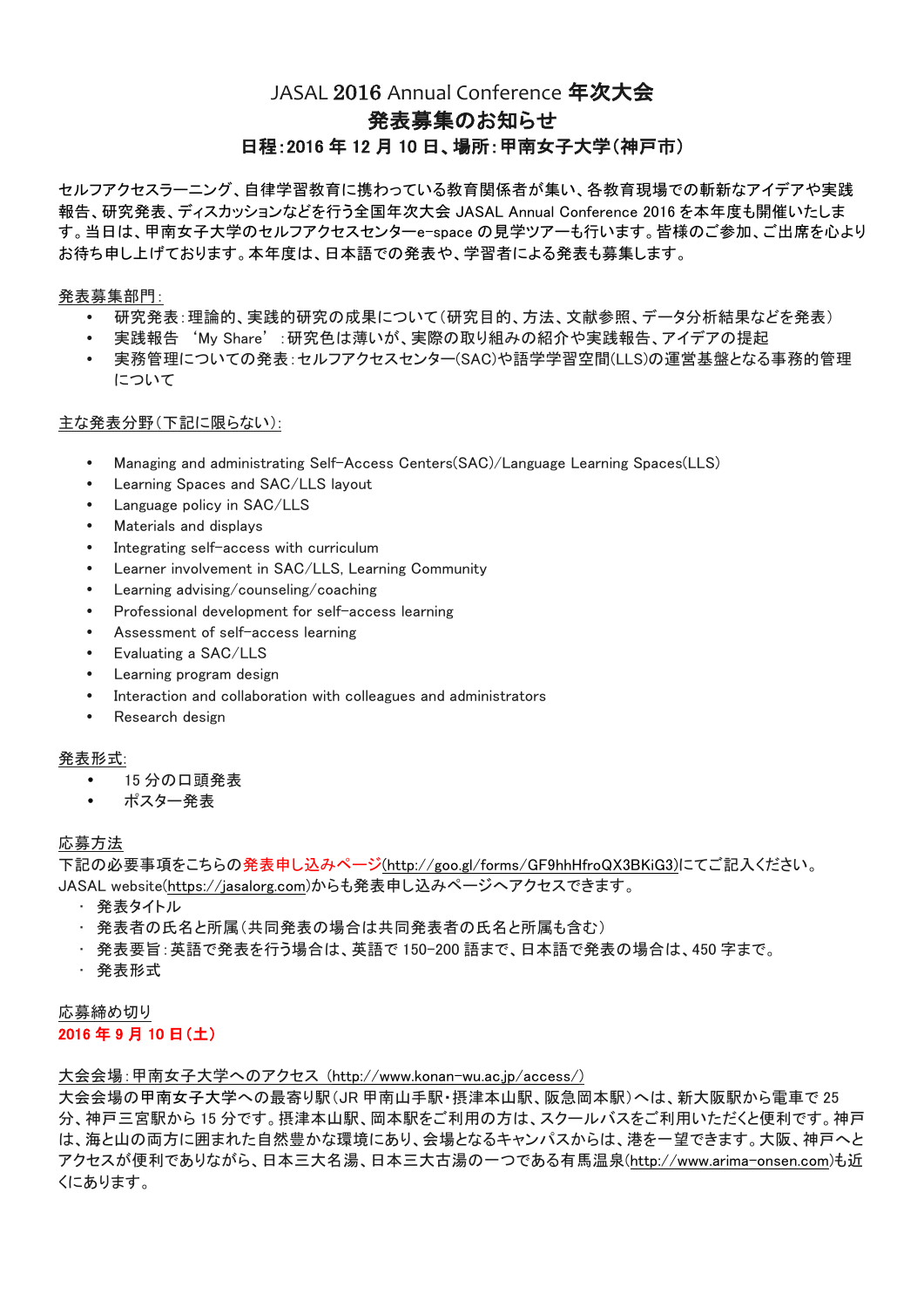# JASAL 2016 Annual Conference 年次大会

## 発表募集のお知らせ

### 日程:2016 年 12 月 10 日、場所:甲南女子大学(神戸市)

セルフアクセスラーニング、自律学習教育に携わっている教育関係者が集い、各教育現場での斬新なアイデアや実践報告、研究発表、ディスカッションなどを行う全国年次大会 JASAL Annual Conference 2016 を本年度も開催いたします。当日は、甲南女子大学のセルフアクセスセンターe-space の見学ツアーも行います。皆様のご参加、ご出席を心よりお待ち申し上げております。本年度は、日本語での発表や、学習者による発表も募集します。

発表募集部門:

- 研究発表:理論的、実践的研究の成果について(研究目的、方法、文献参照、データ分析結果などを発表)
- 実践報告 'My Share' :研究色は薄いが、実際の取り組みの紹介や実践報告、アイデアの提起
- 実務管理についての発表:セルフアクセスセンター(SAC)や語学学習空間(LLS)の運営基盤となる事務的管理について

主な発表分野(下記に限らない):

- Managing and administrating Self-Access Centers(SAC)/Language Learning Spaces(LLS)
- Learning Spaces and SAC/LLS layout
- Language policy in SAC/LLS
- Materials and displays
- Integrating self-access with curriculum
- Learner involvement in SAC/LLS, Learning Community
- Learning advising/counseling/coaching
- Professional development for self-access learning
- Assessment of self-access learning
- Evaluating a SAC/LLS
- Learning program design
- Interaction and collaboration with colleagues and administrators
- Research design

発表形式:

- 15 分の口頭発表
- ポスター発表

応募方法

下記の必要事項をこちらの発表申し込みページ(http://goo.gl/forms/GF9hhHfroQX3BKiG3)にてご記入ください。JASAL website(https://jasalorg.com)からも発表申し込みページへアクセスできます。

- 発表タイトル
- 発表者の氏名と所属(共同発表の場合は共同発表者の氏名と所属も含む)
- 発表要旨:英語で発表を行う場合は、英語で 150-200 語まで、日本語で発表の場合は、450 字まで。
- 発表形式

応募締め切り

**2016 年 9 月 10 日(土)**

大会会場:甲南女子大学へのアクセス (http://www.konan-wu.ac.jp/access/)

大会会場の甲南女子大学への最寄り駅(JR 甲南山手駅・摂津本山駅、阪急岡本駅)へは、新大阪駅から電車で 25 分、神戸三宮駅から 15 分です。摂津本山駅、岡本駅をご利用の方は、スクールバスをご利用いただくと便利です。神戸は、海と山の両方に囲まれた自然豊かな環境にあり、会場となるキャンパスからは、港を一望できます。大阪、神戸へとアクセスが便利でありながら、日本三大名湯、日本三大古湯の一つである有馬温泉(http://www.arima-onsen.com)も近くにあります。